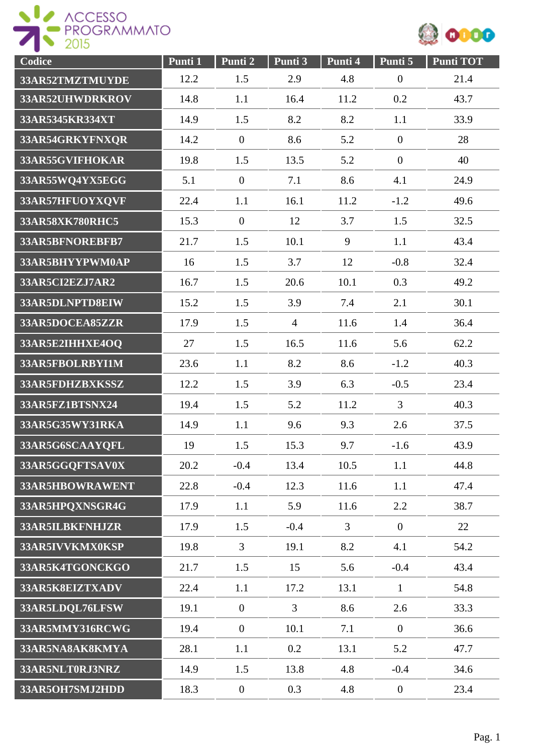ACCESSO PROGRAMMATO 2015

| Codice | Punti 1 | Punti 2 | Punti 3 | Punti 4 | Punti 5 | Punti TOT |
|---|---|---|---|---|---|---|
| 33AR52TMZTMUYDE | 12.2 | 1.5 | 2.9 | 4.8 | 0 | 21.4 |
| 33AR52UHWDRKROV | 14.8 | 1.1 | 16.4 | 11.2 | 0.2 | 43.7 |
| 33AR5345KR334XT | 14.9 | 1.5 | 8.2 | 8.2 | 1.1 | 33.9 |
| 33AR54GRKYFNXQR | 14.2 | 0 | 8.6 | 5.2 | 0 | 28 |
| 33AR55GVIFHOKAR | 19.8 | 1.5 | 13.5 | 5.2 | 0 | 40 |
| 33AR55WQ4YX5EGG | 5.1 | 0 | 7.1 | 8.6 | 4.1 | 24.9 |
| 33AR57HFUOYXQVF | 22.4 | 1.1 | 16.1 | 11.2 | -1.2 | 49.6 |
| 33AR58XK780RHC5 | 15.3 | 0 | 12 | 3.7 | 1.5 | 32.5 |
| 33AR5BFNOREBFB7 | 21.7 | 1.5 | 10.1 | 9 | 1.1 | 43.4 |
| 33AR5BHYYPWM0AP | 16 | 1.5 | 3.7 | 12 | -0.8 | 32.4 |
| 33AR5CI2EZJ7AR2 | 16.7 | 1.5 | 20.6 | 10.1 | 0.3 | 49.2 |
| 33AR5DLNPTD8EIW | 15.2 | 1.5 | 3.9 | 7.4 | 2.1 | 30.1 |
| 33AR5DOCEA85ZZR | 17.9 | 1.5 | 4 | 11.6 | 1.4 | 36.4 |
| 33AR5E2IHHXE4OQ | 27 | 1.5 | 16.5 | 11.6 | 5.6 | 62.2 |
| 33AR5FBOLRBYI1M | 23.6 | 1.1 | 8.2 | 8.6 | -1.2 | 40.3 |
| 33AR5FDHZBXKSSZ | 12.2 | 1.5 | 3.9 | 6.3 | -0.5 | 23.4 |
| 33AR5FZ1BTSNX24 | 19.4 | 1.5 | 5.2 | 11.2 | 3 | 40.3 |
| 33AR5G35WY31RKA | 14.9 | 1.1 | 9.6 | 9.3 | 2.6 | 37.5 |
| 33AR5G6SCAAYQFL | 19 | 1.5 | 15.3 | 9.7 | -1.6 | 43.9 |
| 33AR5GGQFTSAV0X | 20.2 | -0.4 | 13.4 | 10.5 | 1.1 | 44.8 |
| 33AR5HBOWRAWENT | 22.8 | -0.4 | 12.3 | 11.6 | 1.1 | 47.4 |
| 33AR5HPQXNSGR4G | 17.9 | 1.1 | 5.9 | 11.6 | 2.2 | 38.7 |
| 33AR5ILBKFNHJZR | 17.9 | 1.5 | -0.4 | 3 | 0 | 22 |
| 33AR5IVVKMX0KSP | 19.8 | 3 | 19.1 | 8.2 | 4.1 | 54.2 |
| 33AR5K4TGONCKGO | 21.7 | 1.5 | 15 | 5.6 | -0.4 | 43.4 |
| 33AR5K8EIZTXADV | 22.4 | 1.1 | 17.2 | 13.1 | 1 | 54.8 |
| 33AR5LDQL76LFSW | 19.1 | 0 | 3 | 8.6 | 2.6 | 33.3 |
| 33AR5MMY316RCWG | 19.4 | 0 | 10.1 | 7.1 | 0 | 36.6 |
| 33AR5NA8AK8KMYA | 28.1 | 1.1 | 0.2 | 13.1 | 5.2 | 47.7 |
| 33AR5NLT0RJ3NRZ | 14.9 | 1.5 | 13.8 | 4.8 | -0.4 | 34.6 |
| 33AR5OH7SMJ2HDD | 18.3 | 0 | 0.3 | 4.8 | 0 | 23.4 |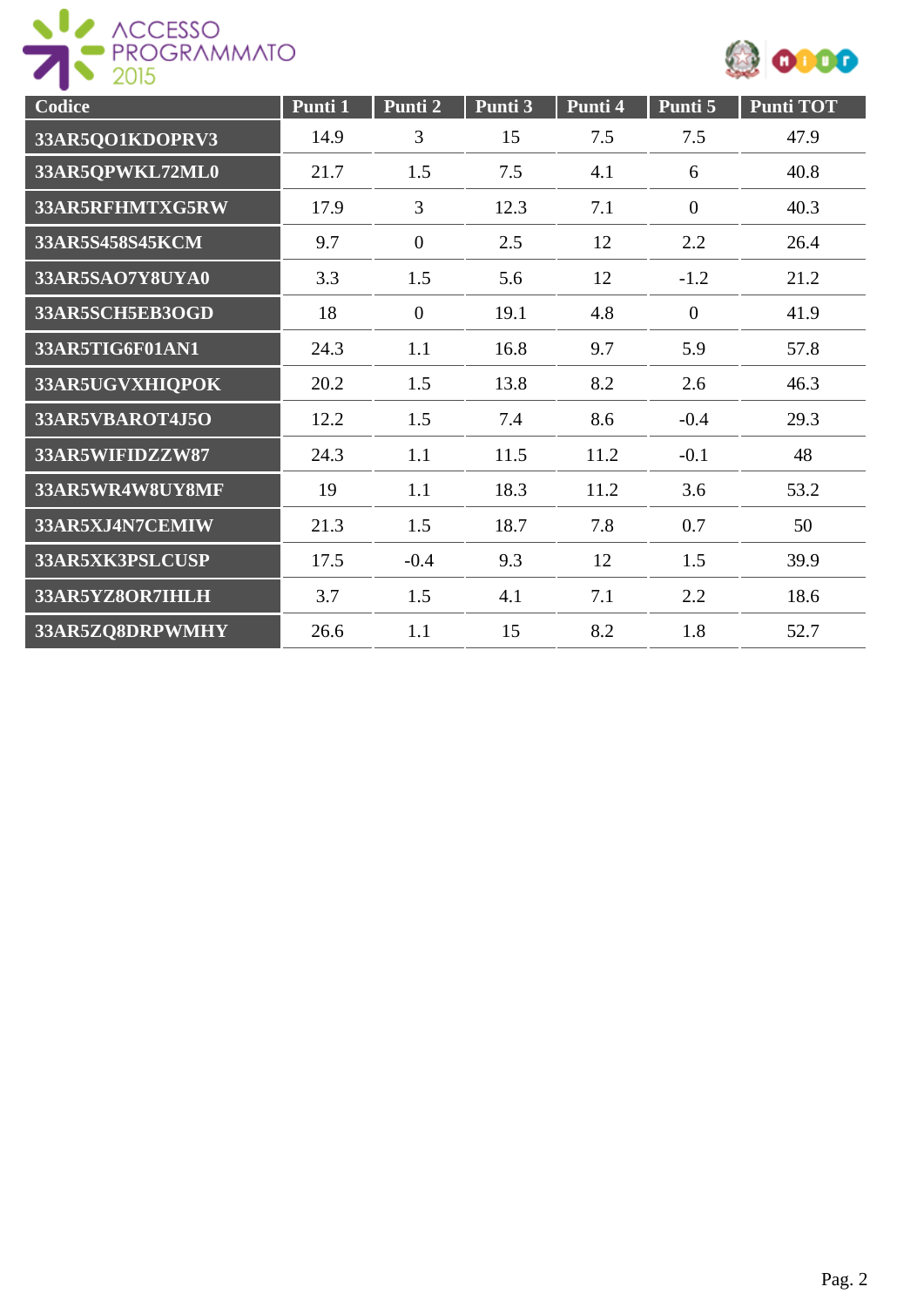| Codice | Punti 1 | Punti 2 | Punti 3 | Punti 4 | Punti 5 | Punti TOT |
|---|---|---|---|---|---|---|
| 33AR5QO1KDOPRV3 | 14.9 | 3 | 15 | 7.5 | 7.5 | 47.9 |
| 33AR5QPWKL72ML0 | 21.7 | 1.5 | 7.5 | 4.1 | 6 | 40.8 |
| 33AR5RFHMTXG5RW | 17.9 | 3 | 12.3 | 7.1 | 0 | 40.3 |
| 33AR5S458S45KCM | 9.7 | 0 | 2.5 | 12 | 2.2 | 26.4 |
| 33AR5SAO7Y8UYA0 | 3.3 | 1.5 | 5.6 | 12 | -1.2 | 21.2 |
| 33AR5SCH5EB3OGD | 18 | 0 | 19.1 | 4.8 | 0 | 41.9 |
| 33AR5TIG6F01AN1 | 24.3 | 1.1 | 16.8 | 9.7 | 5.9 | 57.8 |
| 33AR5UGVXHIQPOK | 20.2 | 1.5 | 13.8 | 8.2 | 2.6 | 46.3 |
| 33AR5VBAROT4J5O | 12.2 | 1.5 | 7.4 | 8.6 | -0.4 | 29.3 |
| 33AR5WIFIDZZW87 | 24.3 | 1.1 | 11.5 | 11.2 | -0.1 | 48 |
| 33AR5WR4W8UY8MF | 19 | 1.1 | 18.3 | 11.2 | 3.6 | 53.2 |
| 33AR5XJ4N7CEMIW | 21.3 | 1.5 | 18.7 | 7.8 | 0.7 | 50 |
| 33AR5XK3PSLCUSP | 17.5 | -0.4 | 9.3 | 12 | 1.5 | 39.9 |
| 33AR5YZ8OR7IHLH | 3.7 | 1.5 | 4.1 | 7.1 | 2.2 | 18.6 |
| 33AR5ZQ8DRPWMHY | 26.6 | 1.1 | 15 | 8.2 | 1.8 | 52.7 |